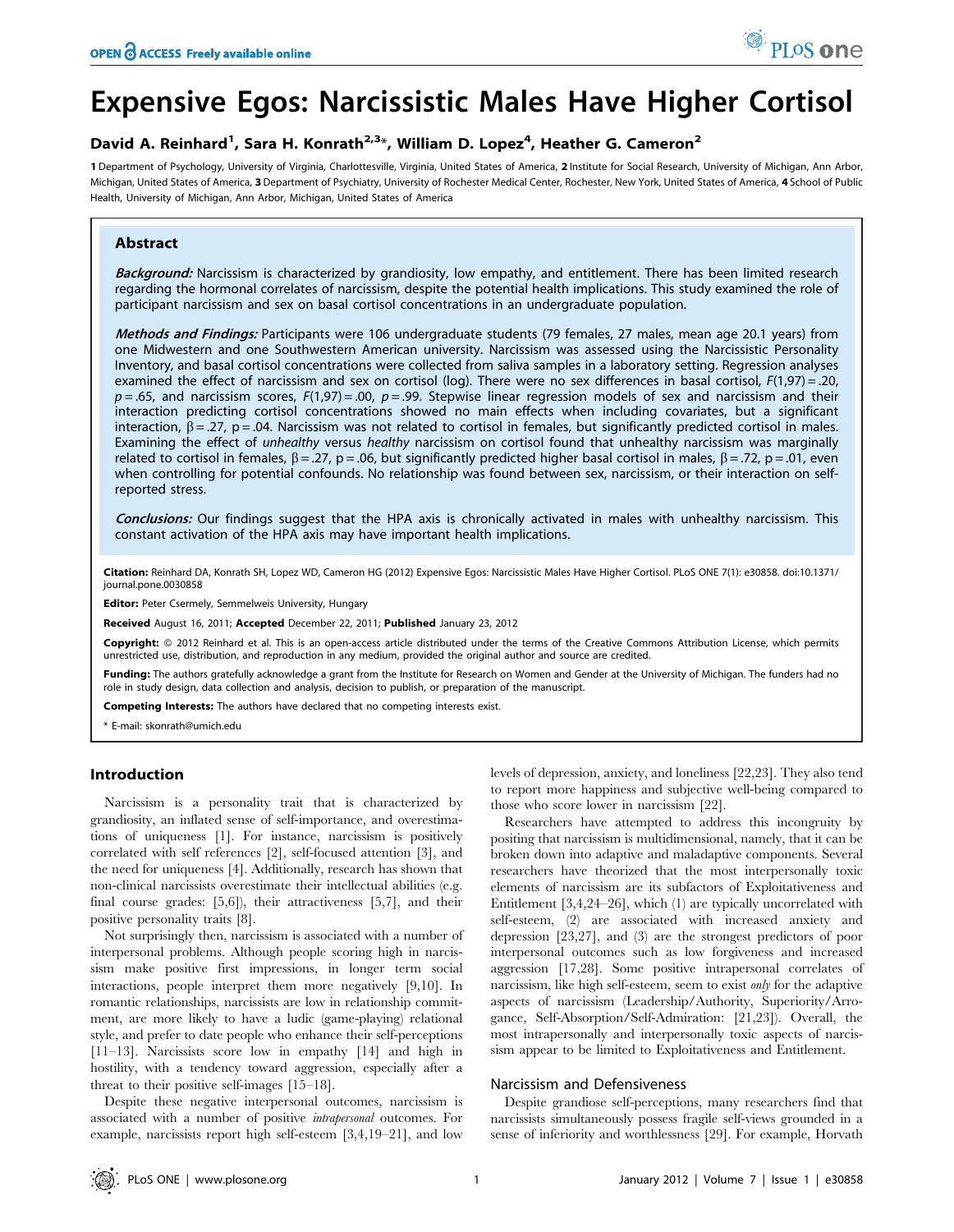# Expensive Egos: Narcissistic Males Have Higher Cortisol

**David A. Reinhard[1], Sara H. Konrath[2,3]*, William D. Lopez[4], Heather G. Cameron[2]**

1 Department of Psychology, University of Virginia, Charlottesville, Virginia, United States of America, 2 Institute for Social Research, University of Michigan, Ann Arbor, Michigan, United States of America, 3 Department of Psychiatry, University of Rochester Medical Center, Rochester, New York, United States of America, 4 School of Public Health, University of Michigan, Ann Arbor, Michigan, United States of America

## Abstract

***Background:*** Narcissism is characterized by grandiosity, low empathy, and entitlement. There has been limited research regarding the hormonal correlates of narcissism, despite the potential health implications. This study examined the role of participant narcissism and sex on basal cortisol concentrations in an undergraduate population.

***Methods and Findings:*** Participants were 106 undergraduate students (79 females, 27 males, mean age 20.1 years) from one Midwestern and one Southwestern American university. Narcissism was assessed using the Narcissistic Personality Inventory, and basal cortisol concentrations were collected from saliva samples in a laboratory setting. Regression analyses examined the effect of narcissism and sex on cortisol (log). There were no sex differences in basal cortisol, $F(1,97) = .20$, $p = .65$, and narcissism scores, $F(1,97) = .00$, $p = .99$. Stepwise linear regression models of sex and narcissism and their interaction predicting cortisol concentrations showed no main effects when including covariates, but a significant interaction, $\beta = .27$, $p = .04$. Narcissism was not related to cortisol in females, but significantly predicted cortisol in males. Examining the effect of *unhealthy* versus *healthy* narcissism on cortisol found that unhealthy narcissism was marginally related to cortisol in females, $\beta = .27$, $p = .06$, but significantly predicted higher basal cortisol in males, $\beta = .72$, $p = .01$, even when controlling for potential confounds. No relationship was found between sex, narcissism, or their interaction on self-reported stress.

***Conclusions:*** Our findings suggest that the HPA axis is chronically activated in males with unhealthy narcissism. This constant activation of the HPA axis may have important health implications.

**Citation:** Reinhard DA, Konrath SH, Lopez WD, Cameron HG (2012) Expensive Egos: Narcissistic Males Have Higher Cortisol. PLoS ONE 7(1): e30858. doi:10.1371/journal.pone.0030858

**Editor:** Peter Csermely, Semmelweis University, Hungary

**Received** August 16, 2011; **Accepted** December 22, 2011; **Published** January 23, 2012

**Copyright:** © 2012 Reinhard et al. This is an open-access article distributed under the terms of the Creative Commons Attribution License, which permits unrestricted use, distribution, and reproduction in any medium, provided the original author and source are credited.

**Funding:** The authors gratefully acknowledge a grant from the Institute for Research on Women and Gender at the University of Michigan. The funders had no role in study design, data collection and analysis, decision to publish, or preparation of the manuscript.

**Competing Interests:** The authors have declared that no competing interests exist.

\* E-mail: skonrath@umich.edu

## Introduction

Narcissism is a personality trait that is characterized by grandiosity, an inflated sense of self-importance, and overestimations of uniqueness [1]. For instance, narcissism is positively correlated with self references [2], self-focused attention [3], and the need for uniqueness [4]. Additionally, research has shown that non-clinical narcissists overestimate their intellectual abilities (e.g. final course grades: [5,6]), their attractiveness [5,7], and their positive personality traits [8].

Not surprisingly then, narcissism is associated with a number of interpersonal problems. Although people scoring high in narcissism make positive first impressions, in longer term social interactions, people interpret them more negatively [9,10]. In romantic relationships, narcissists are low in relationship commitment, are more likely to have a ludic (game-playing) relational style, and prefer to date people who enhance their self-perceptions [11–13]. Narcissists score low in empathy [14] and high in hostility, with a tendency toward aggression, especially after a threat to their positive self-images [15–18].

Despite these negative interpersonal outcomes, narcissism is associated with a number of positive *intrapersonal* outcomes. For example, narcissists report high self-esteem [3,4,19–21], and low levels of depression, anxiety, and loneliness [22,23]. They also tend to report more happiness and subjective well-being compared to those who score lower in narcissism [22].

Researchers have attempted to address this incongruity by positing that narcissism is multidimensional, namely, that it can be broken down into adaptive and maladaptive components. Several researchers have theorized that the most interpersonally toxic elements of narcissism are its subfactors of Exploitativeness and Entitlement [3,4,24–26], which (1) are typically uncorrelated with self-esteem, (2) are associated with increased anxiety and depression [23,27], and (3) are the strongest predictors of poor interpersonal outcomes such as low forgiveness and increased aggression [17,28]. Some positive intrapersonal correlates of narcissism, like high self-esteem, seem to exist *only* for the adaptive aspects of narcissism (Leadership/Authority, Superiority/Arrogance, Self-Absorption/Self-Admiration: [21,23]). Overall, the most intrapersonally and interpersonally toxic aspects of narcissism appear to be limited to Exploitativeness and Entitlement.

### Narcissism and Defensiveness

Despite grandiose self-perceptions, many researchers find that narcissists simultaneously possess fragile self-views grounded in a sense of inferiority and worthlessness [29]. For example, Horvath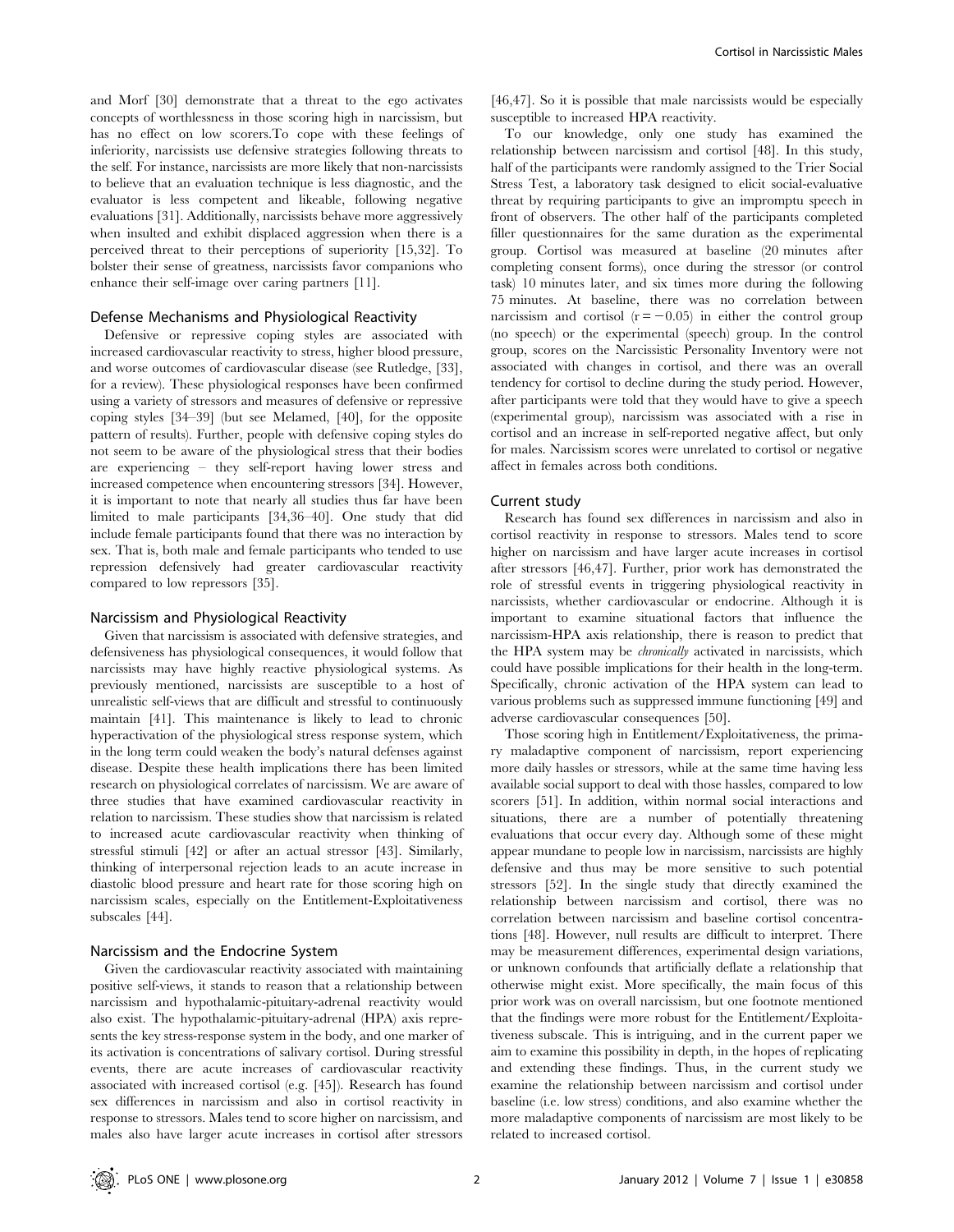and Morf [30] demonstrate that a threat to the ego activates concepts of worthlessness in those scoring high in narcissism, but has no effect on low scorers.To cope with these feelings of inferiority, narcissists use defensive strategies following threats to the self. For instance, narcissists are more likely that non-narcissists to believe that an evaluation technique is less diagnostic, and the evaluator is less competent and likeable, following negative evaluations [31]. Additionally, narcissists behave more aggressively when insulted and exhibit displaced aggression when there is a perceived threat to their perceptions of superiority [15,32]. To bolster their sense of greatness, narcissists favor companions who enhance their self-image over caring partners [11].

### Defense Mechanisms and Physiological Reactivity

Defensive or repressive coping styles are associated with increased cardiovascular reactivity to stress, higher blood pressure, and worse outcomes of cardiovascular disease (see Rutledge, [33], for a review). These physiological responses have been confirmed using a variety of stressors and measures of defensive or repressive coping styles [34–39] (but see Melamed, [40], for the opposite pattern of results). Further, people with defensive coping styles do not seem to be aware of the physiological stress that their bodies are experiencing – they self-report having lower stress and increased competence when encountering stressors [34]. However, it is important to note that nearly all studies thus far have been limited to male participants [34,36–40]. One study that did include female participants found that there was no interaction by sex. That is, both male and female participants who tended to use repression defensively had greater cardiovascular reactivity compared to low repressors [35].

### Narcissism and Physiological Reactivity

Given that narcissism is associated with defensive strategies, and defensiveness has physiological consequences, it would follow that narcissists may have highly reactive physiological systems. As previously mentioned, narcissists are susceptible to a host of unrealistic self-views that are difficult and stressful to continuously maintain [41]. This maintenance is likely to lead to chronic hyperactivation of the physiological stress response system, which in the long term could weaken the body's natural defenses against disease. Despite these health implications there has been limited research on physiological correlates of narcissism. We are aware of three studies that have examined cardiovascular reactivity in relation to narcissism. These studies show that narcissism is related to increased acute cardiovascular reactivity when thinking of stressful stimuli [42] or after an actual stressor [43]. Similarly, thinking of interpersonal rejection leads to an acute increase in diastolic blood pressure and heart rate for those scoring high on narcissism scales, especially on the Entitlement-Exploitativeness subscales [44].

### Narcissism and the Endocrine System

Given the cardiovascular reactivity associated with maintaining positive self-views, it stands to reason that a relationship between narcissism and hypothalamic-pituitary-adrenal reactivity would also exist. The hypothalamic-pituitary-adrenal (HPA) axis represents the key stress-response system in the body, and one marker of its activation is concentrations of salivary cortisol. During stressful events, there are acute increases of cardiovascular reactivity associated with increased cortisol (e.g. [45]). Research has found sex differences in narcissism and also in cortisol reactivity in response to stressors. Males tend to score higher on narcissism, and males also have larger acute increases in cortisol after stressors [46,47]. So it is possible that male narcissists would be especially susceptible to increased HPA reactivity.

To our knowledge, only one study has examined the relationship between narcissism and cortisol [48]. In this study, half of the participants were randomly assigned to the Trier Social Stress Test, a laboratory task designed to elicit social-evaluative threat by requiring participants to give an impromptu speech in front of observers. The other half of the participants completed filler questionnaires for the same duration as the experimental group. Cortisol was measured at baseline (20 minutes after completing consent forms), once during the stressor (or control task) 10 minutes later, and six times more during the following 75 minutes. At baseline, there was no correlation between narcissism and cortisol ($r = -0.05$) in either the control group (no speech) or the experimental (speech) group. In the control group, scores on the Narcissistic Personality Inventory were not associated with changes in cortisol, and there was an overall tendency for cortisol to decline during the study period. However, after participants were told that they would have to give a speech (experimental group), narcissism was associated with a rise in cortisol and an increase in self-reported negative affect, but only for males. Narcissism scores were unrelated to cortisol or negative affect in females across both conditions.

### Current study

Research has found sex differences in narcissism and also in cortisol reactivity in response to stressors. Males tend to score higher on narcissism and have larger acute increases in cortisol after stressors [46,47]. Further, prior work has demonstrated the role of stressful events in triggering physiological reactivity in narcissists, whether cardiovascular or endocrine. Although it is important to examine situational factors that influence the narcissism-HPA axis relationship, there is reason to predict that the HPA system may be *chronically* activated in narcissists, which could have possible implications for their health in the long-term. Specifically, chronic activation of the HPA system can lead to various problems such as suppressed immune functioning [49] and adverse cardiovascular consequences [50].

Those scoring high in Entitlement/Exploitativeness, the primary maladaptive component of narcissism, report experiencing more daily hassles or stressors, while at the same time having less available social support to deal with those hassles, compared to low scorers [51]. In addition, within normal social interactions and situations, there are a number of potentially threatening evaluations that occur every day. Although some of these might appear mundane to people low in narcissism, narcissists are highly defensive and thus may be more sensitive to such potential stressors [52]. In the single study that directly examined the relationship between narcissism and cortisol, there was no correlation between narcissism and baseline cortisol concentrations [48]. However, null results are difficult to interpret. There may be measurement differences, experimental design variations, or unknown confounds that artificially deflate a relationship that otherwise might exist. More specifically, the main focus of this prior work was on overall narcissism, but one footnote mentioned that the findings were more robust for the Entitlement/Exploitativeness subscale. This is intriguing, and in the current paper we aim to examine this possibility in depth, in the hopes of replicating and extending these findings. Thus, in the current study we examine the relationship between narcissism and cortisol under baseline (i.e. low stress) conditions, and also examine whether the more maladaptive components of narcissism are most likely to be related to increased cortisol.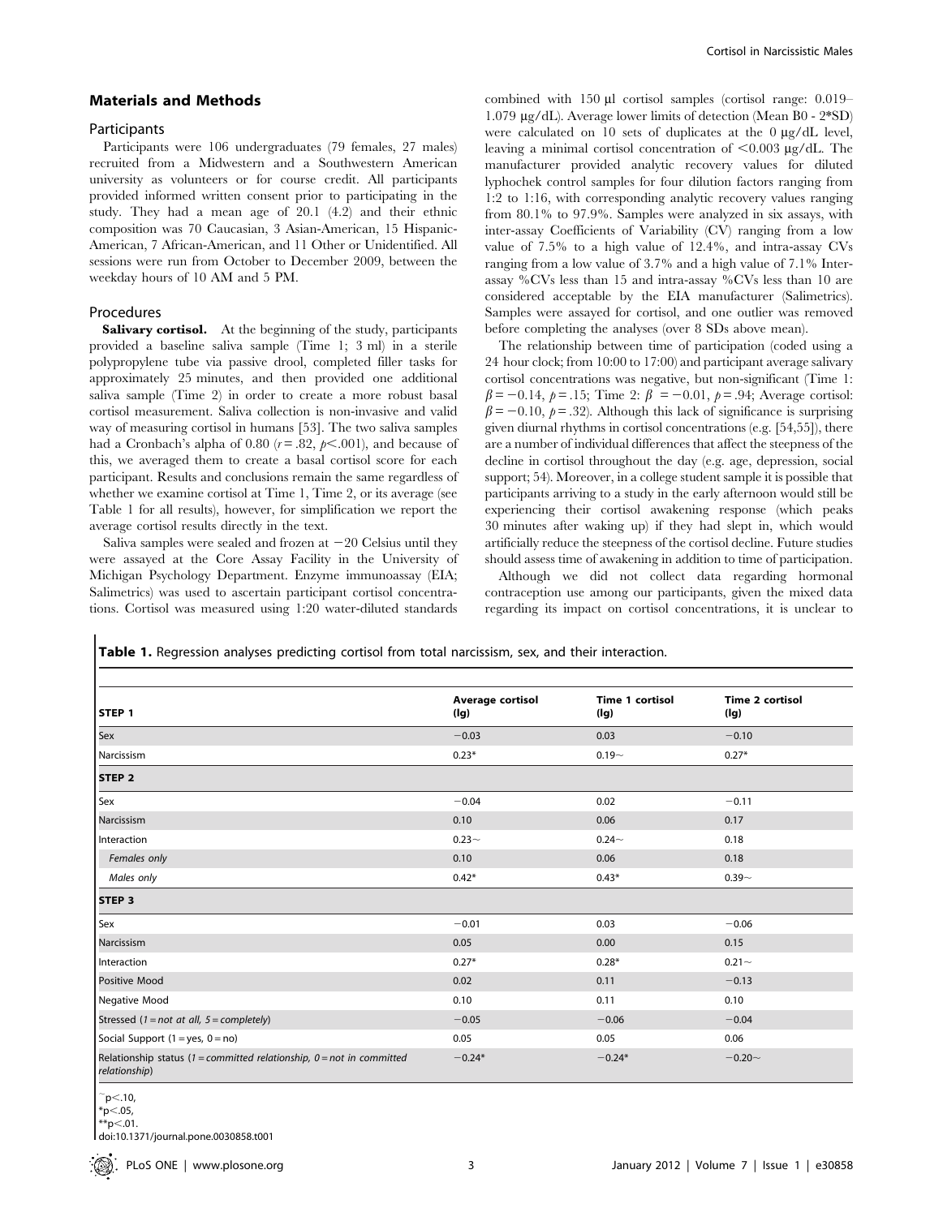## Materials and Methods

### Participants

Participants were 106 undergraduates (79 females, 27 males) recruited from a Midwestern and a Southwestern American university as volunteers or for course credit. All participants provided informed written consent prior to participating in the study. They had a mean age of 20.1 (4.2) and their ethnic composition was 70 Caucasian, 3 Asian-American, 15 Hispanic-American, 7 African-American, and 11 Other or Unidentified. All sessions were run from October to December 2009, between the weekday hours of 10 AM and 5 PM.

### Procedures

**Salivary cortisol.** At the beginning of the study, participants provided a baseline saliva sample (Time 1; 3 ml) in a sterile polypropylene tube via passive drool, completed filler tasks for approximately 25 minutes, and then provided one additional saliva sample (Time 2) in order to create a more robust basal cortisol measurement. Saliva collection is non-invasive and valid way of measuring cortisol in humans [53]. The two saliva samples had a Cronbach's alpha of 0.80 ($r = .82$, $p < .001$), and because of this, we averaged them to create a basal cortisol score for each participant. Results and conclusions remain the same regardless of whether we examine cortisol at Time 1, Time 2, or its average (see Table 1 for all results), however, for simplification we report the average cortisol results directly in the text.

Saliva samples were sealed and frozen at −20 Celsius until they were assayed at the Core Assay Facility in the University of Michigan Psychology Department. Enzyme immunoassay (EIA; Salimetrics) was used to ascertain participant cortisol concentrations. Cortisol was measured using 1:20 water-diluted standards combined with 150 µl cortisol samples (cortisol range: 0.019–1.079 µg/dL). Average lower limits of detection (Mean B0 - 2*SD) were calculated on 10 sets of duplicates at the 0 µg/dL level, leaving a minimal cortisol concentration of <0.003 µg/dL. The manufacturer provided analytic recovery values for diluted lyphochek control samples for four dilution factors ranging from 1:2 to 1:16, with corresponding analytic recovery values ranging from 80.1% to 97.9%. Samples were analyzed in six assays, with inter-assay Coefficients of Variability (CV) ranging from a low value of 7.5% to a high value of 12.4%, and intra-assay CVs ranging from a low value of 3.7% and a high value of 7.1% Inter-assay %CVs less than 15 and intra-assay %CVs less than 10 are considered acceptable by the EIA manufacturer (Salimetrics). Samples were assayed for cortisol, and one outlier was removed before completing the analyses (over 8 SDs above mean).

The relationship between time of participation (coded using a 24 hour clock; from 10:00 to 17:00) and participant average salivary cortisol concentrations was negative, but non-significant (Time 1: $\beta = -0.14$, $p = .15$; Time 2: $\beta = -0.01$, $p = .94$; Average cortisol: $\beta = -0.10$, $p = .32$). Although this lack of significance is surprising given diurnal rhythms in cortisol concentrations (e.g. [54,55]), there are a number of individual differences that affect the steepness of the decline in cortisol throughout the day (e.g. age, depression, social support; 54). Moreover, in a college student sample it is possible that participants arriving to a study in the early afternoon would still be experiencing their cortisol awakening response (which peaks 30 minutes after waking up) if they had slept in, which would artificially reduce the steepness of the cortisol decline. Future studies should assess time of awakening in addition to time of participation.

Although we did not collect data regarding hormonal contraception use among our participants, given the mixed data regarding its impact on cortisol concentrations, it is unclear to

**Table 1.** Regression analyses predicting cortisol from total narcissism, sex, and their interaction.

| STEP 1 | Average cortisol (lg) | Time 1 cortisol (lg) | Time 2 cortisol (lg) |
|---|---|---|---|
| Sex | −0.03 | 0.03 | −0.10 |
| Narcissism | 0.23* | 0.19~ | 0.27* |
| **STEP 2** | | | |
| Sex | −0.04 | 0.02 | −0.11 |
| Narcissism | 0.10 | 0.06 | 0.17 |
| Interaction | 0.23~ | 0.24~ | 0.18 |
| *Females only* | 0.10 | 0.06 | 0.18 |
| *Males only* | 0.42* | 0.43* | 0.39~ |
| **STEP 3** | | | |
| Sex | −0.01 | 0.03 | −0.06 |
| Narcissism | 0.05 | 0.00 | 0.15 |
| Interaction | 0.27* | 0.28* | 0.21~ |
| Positive Mood | 0.02 | 0.11 | −0.13 |
| Negative Mood | 0.10 | 0.11 | 0.10 |
| Stressed (*1 = not at all, 5 = completely*) | −0.05 | −0.06 | −0.04 |
| Social Support (1 = yes, 0 = no) | 0.05 | 0.05 | 0.06 |
| Relationship status (*1 = committed relationship, 0 = not in committed relationship*) | −0.24* | −0.24* | −0.20~ |

~$p < .10$,
*$p < .05$,
**$p < .01$.
doi:10.1371/journal.pone.0030858.t001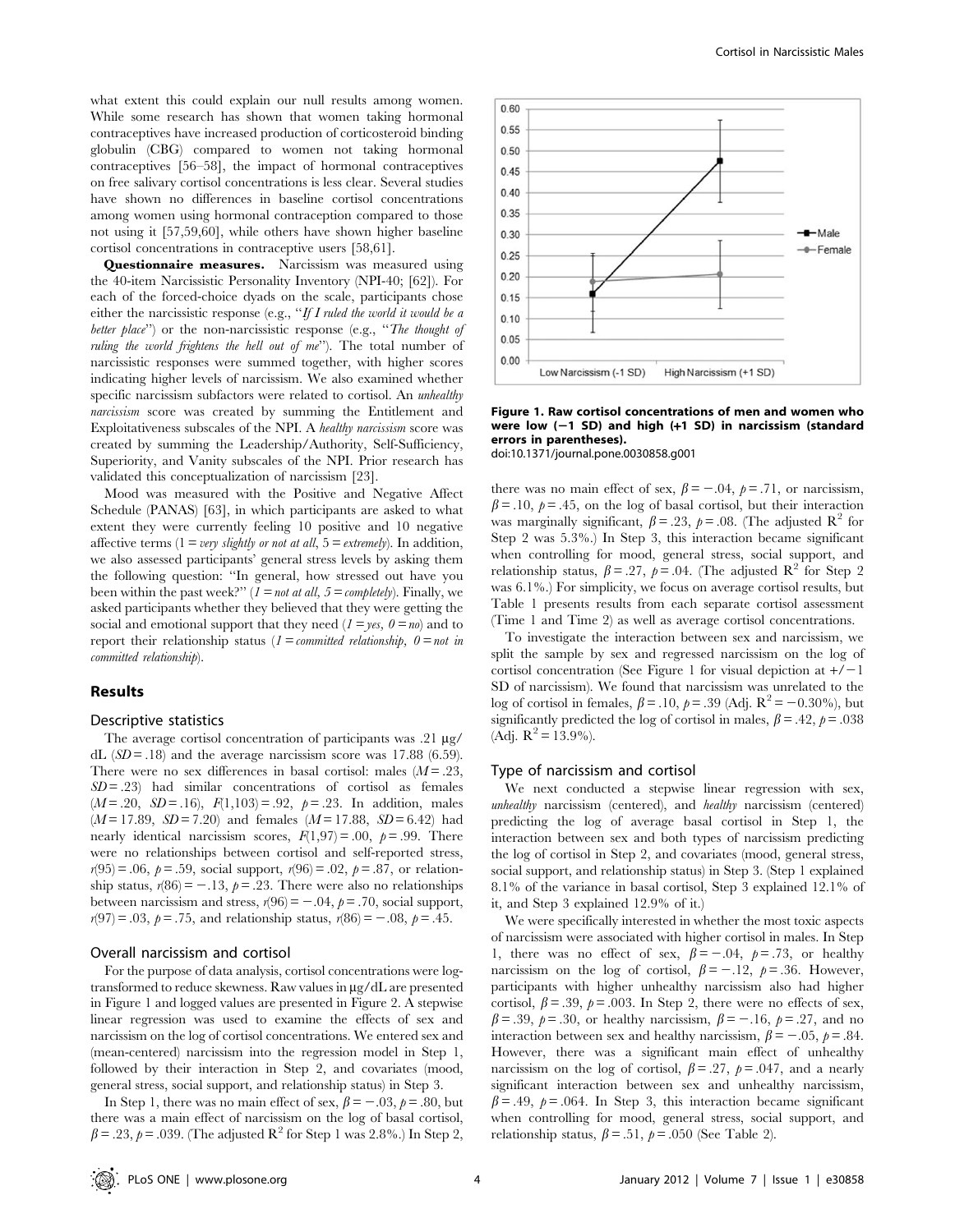what extent this could explain our null results among women. While some research has shown that women taking hormonal contraceptives have increased production of corticosteroid binding globulin (CBG) compared to women not taking hormonal contraceptives [56–58], the impact of hormonal contraceptives on free salivary cortisol concentrations is less clear. Several studies have shown no differences in baseline cortisol concentrations among women using hormonal contraception compared to those not using it [57,59,60], while others have shown higher baseline cortisol concentrations in contraceptive users [58,61].

**Questionnaire measures.** Narcissism was measured using the 40-item Narcissistic Personality Inventory (NPI-40; [62]). For each of the forced-choice dyads on the scale, participants chose either the narcissistic response (e.g., "*If I ruled the world it would be a better place*") or the non-narcissistic response (e.g., "*The thought of ruling the world frightens the hell out of me*"). The total number of narcissistic responses were summed together, with higher scores indicating higher levels of narcissism. We also examined whether specific narcissism subfactors were related to cortisol. An *unhealthy narcissism* score was created by summing the Entitlement and Exploitativeness subscales of the NPI. A *healthy narcissism* score was created by summing the Leadership/Authority, Self-Sufficiency, Superiority, and Vanity subscales of the NPI. Prior research has validated this conceptualization of narcissism [23].

Mood was measured with the Positive and Negative Affect Schedule (PANAS) [63], in which participants are asked to what extent they were currently feeling 10 positive and 10 negative affective terms (1 = *very slightly or not at all*, 5 = *extremely*). In addition, we also assessed participants' general stress levels by asking them the following question: "In general, how stressed out have you been within the past week?" (*1* = *not at all*, *5* = *completely*). Finally, we asked participants whether they believed that they were getting the social and emotional support that they need (*1* = *yes*, *0* = *no*) and to report their relationship status (*1* = *committed relationship*, *0* = *not in committed relationship*).

## Results

### Descriptive statistics

The average cortisol concentration of participants was .21 µg/dL ($SD$ = .18) and the average narcissism score was 17.88 (6.59). There were no sex differences in basal cortisol: males ($M$ = .23, $SD$ = .23) had similar concentrations of cortisol as females ($M$ = .20, $SD$ = .16), $F(1,103) = .92$, $p = .23$. In addition, males ($M$ = 17.89, $SD$ = 7.20) and females ($M$ = 17.88, $SD$ = 6.42) had nearly identical narcissism scores, $F(1,97) = .00$, $p = .99$. There were no relationships between cortisol and self-reported stress, $r(95) = .06$, $p = .59$, social support, $r(96) = .02$, $p = .87$, or relationship status, $r(86) = -.13$, $p = .23$. There were also no relationships between narcissism and stress, $r(96) = -.04$, $p = .70$, social support, $r(97) = .03$, $p = .75$, and relationship status, $r(86) = -.08$, $p = .45$.

### Overall narcissism and cortisol

For the purpose of data analysis, cortisol concentrations were log-transformed to reduce skewness. Raw values in µg/dL are presented in Figure 1 and logged values are presented in Figure 2. A stepwise linear regression was used to examine the effects of sex and narcissism on the log of cortisol concentrations. We entered sex and (mean-centered) narcissism into the regression model in Step 1, followed by their interaction in Step 2, and covariates (mood, general stress, social support, and relationship status) in Step 3.

In Step 1, there was no main effect of sex, $\beta = -.03$, $p = .80$, but there was a main effect of narcissism on the log of basal cortisol, $\beta = .23$, $p = .039$. (The adjusted $R^2$ for Step 1 was 2.8%.) In Step 2, there was no main effect of sex, $\beta = -.04$, $p = .71$, or narcissism, $\beta = .10$, $p = .45$, on the log of basal cortisol, but their interaction was marginally significant, $\beta = .23$, $p = .08$. (The adjusted $R^2$ for Step 2 was 5.3%.) In Step 3, this interaction became significant when controlling for mood, general stress, social support, and relationship status, $\beta = .27$, $p = .04$. (The adjusted $R^2$ for Step 2 was 6.1%.) For simplicity, we focus on average cortisol results, but Table 1 presents results from each separate cortisol assessment (Time 1 and Time 2) as well as average cortisol concentrations.

To investigate the interaction between sex and narcissism, we split the sample by sex and regressed narcissism on the log of cortisol concentration (See Figure 1 for visual depiction at +/−1 SD of narcissism). We found that narcissism was unrelated to the log of cortisol in females, $\beta = .10$, $p = .39$ (Adj. $R^2 = -0.30\%$), but significantly predicted the log of cortisol in males, $\beta = .42$, $p = .038$ (Adj. $R^2 = 13.9\%$).

**Figure 1. Raw cortisol concentrations of men and women who were low (−1 SD) and high (+1 SD) in narcissism (standard errors in parentheses).**
doi:10.1371/journal.pone.0030858.g001

### Type of narcissism and cortisol

We next conducted a stepwise linear regression with sex, *unhealthy* narcissism (centered), and *healthy* narcissism (centered) predicting the log of average basal cortisol in Step 1, the interaction between sex and both types of narcissism predicting the log of cortisol in Step 2, and covariates (mood, general stress, social support, and relationship status) in Step 3. (Step 1 explained 8.1% of the variance in basal cortisol, Step 3 explained 12.1% of it, and Step 3 explained 12.9% of it.)

We were specifically interested in whether the most toxic aspects of narcissism were associated with higher cortisol in males. In Step 1, there was no effect of sex, $\beta = -.04$, $p = .73$, or healthy narcissism on the log of cortisol, $\beta = -.12$, $p = .36$. However, participants with higher unhealthy narcissism also had higher cortisol, $\beta = .39$, $p = .003$. In Step 2, there were no effects of sex, $\beta = .39$, $p = .30$, or healthy narcissism, $\beta = -.16$, $p = .27$, and no interaction between sex and healthy narcissism, $\beta = -.05$, $p = .84$. However, there was a significant main effect of unhealthy narcissism on the log of cortisol, $\beta = .27$, $p = .047$, and a nearly significant interaction between sex and unhealthy narcissism, $\beta = .49$, $p = .064$. In Step 3, this interaction became significant when controlling for mood, general stress, social support, and relationship status, $\beta = .51$, $p = .050$ (See Table 2).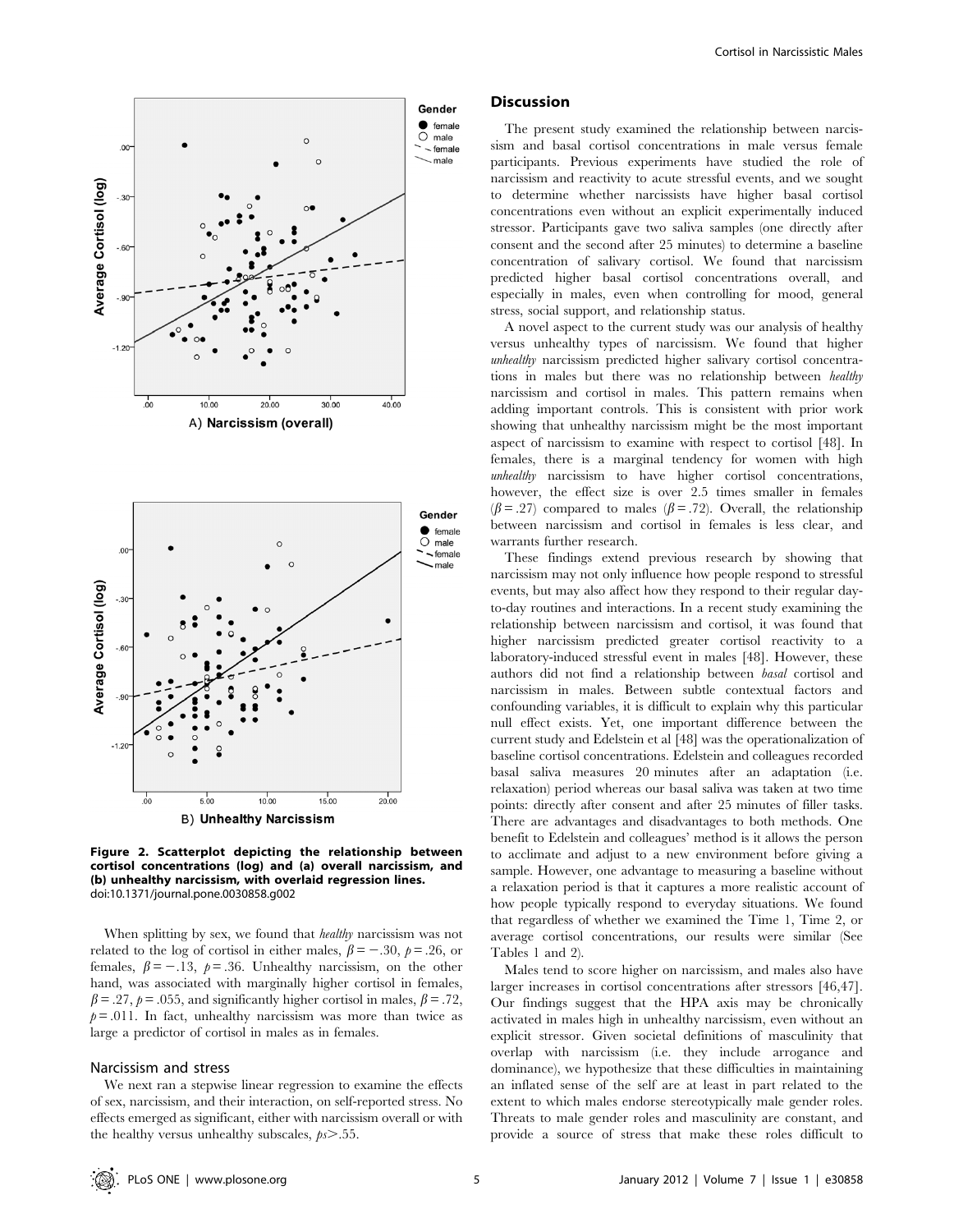Figure 2. Scatterplot depicting the relationship between cortisol concentrations (log) and (a) overall narcissism, and (b) unhealthy narcissism, with overlaid regression lines.
doi:10.1371/journal.pone.0030858.g002

When splitting by sex, we found that *healthy* narcissism was not related to the log of cortisol in either males, $\beta = -.30$, $p = .26$, or females, $\beta = -.13$, $p = .36$. Unhealthy narcissism, on the other hand, was associated with marginally higher cortisol in females, $\beta = .27$, $p = .055$, and significantly higher cortisol in males, $\beta = .72$, $p = .011$. In fact, unhealthy narcissism was more than twice as large a predictor of cortisol in males as in females.

### Narcissism and stress

We next ran a stepwise linear regression to examine the effects of sex, narcissism, and their interaction, on self-reported stress. No effects emerged as significant, either with narcissism overall or with the healthy versus unhealthy subscales, $ps > .55$.

## Discussion

The present study examined the relationship between narcissism and basal cortisol concentrations in male versus female participants. Previous experiments have studied the role of narcissism and reactivity to acute stressful events, and we sought to determine whether narcissists have higher basal cortisol concentrations even without an explicit experimentally induced stressor. Participants gave two saliva samples (one directly after consent and the second after 25 minutes) to determine a baseline concentration of salivary cortisol. We found that narcissism predicted higher basal cortisol concentrations overall, and especially in males, even when controlling for mood, general stress, social support, and relationship status.

A novel aspect to the current study was our analysis of healthy versus unhealthy types of narcissism. We found that higher *unhealthy* narcissism predicted higher salivary cortisol concentrations in males but there was no relationship between *healthy* narcissism and cortisol in males. This pattern remains when adding important controls. This is consistent with prior work showing that unhealthy narcissism might be the most important aspect of narcissism to examine with respect to cortisol [48]. In females, there is a marginal tendency for women with high *unhealthy* narcissism to have higher cortisol concentrations, however, the effect size is over 2.5 times smaller in females ($\beta = .27$) compared to males ($\beta = .72$). Overall, the relationship between narcissism and cortisol in females is less clear, and warrants further research.

These findings extend previous research by showing that narcissism may not only influence how people respond to stressful events, but may also affect how they respond to their regular day-to-day routines and interactions. In a recent study examining the relationship between narcissism and cortisol, it was found that higher narcissism predicted greater cortisol reactivity to a laboratory-induced stressful event in males [48]. However, these authors did not find a relationship between *basal* cortisol and narcissism in males. Between subtle contextual factors and confounding variables, it is difficult to explain why this particular null effect exists. Yet, one important difference between the current study and Edelstein et al [48] was the operationalization of baseline cortisol concentrations. Edelstein and colleagues recorded basal saliva measures 20 minutes after an adaptation (i.e. relaxation) period whereas our basal saliva was taken at two time points: directly after consent and after 25 minutes of filler tasks. There are advantages and disadvantages to both methods. One benefit to Edelstein and colleagues' method is it allows the person to acclimate and adjust to a new environment before giving a sample. However, one advantage to measuring a baseline without a relaxation period is that it captures a more realistic account of how people typically respond to everyday situations. We found that regardless of whether we examined the Time 1, Time 2, or average cortisol concentrations, our results were similar (See Tables 1 and 2).

Males tend to score higher on narcissism, and males also have larger increases in cortisol concentrations after stressors [46,47]. Our findings suggest that the HPA axis may be chronically activated in males high in unhealthy narcissism, even without an explicit stressor. Given societal definitions of masculinity that overlap with narcissism (i.e. they include arrogance and dominance), we hypothesize that these difficulties in maintaining an inflated sense of the self are at least in part related to the extent to which males endorse stereotypically male gender roles. Threats to male gender roles and masculinity are constant, and provide a source of stress that make these roles difficult to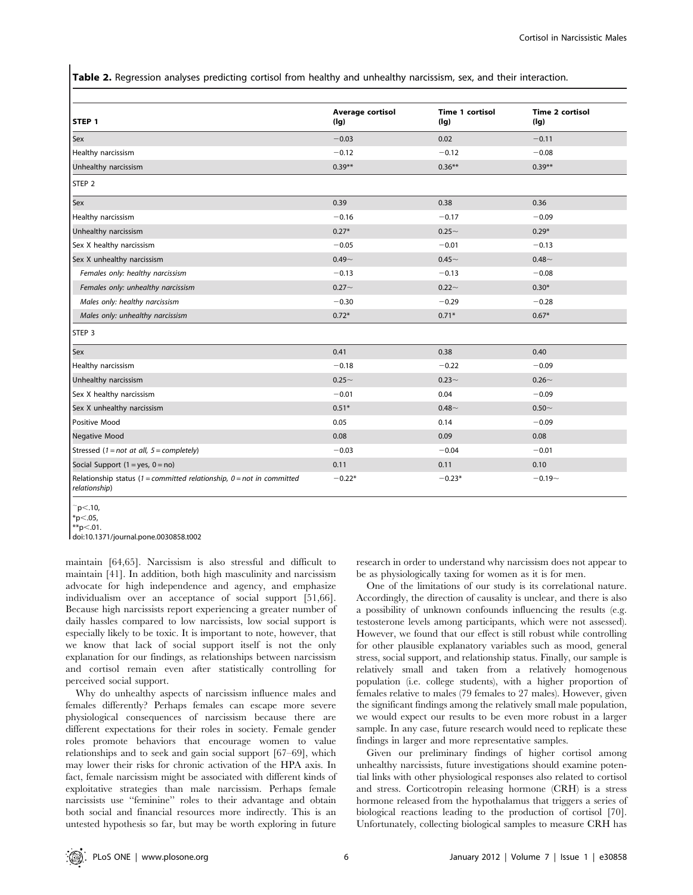**Table 2.** Regression analyses predicting cortisol from healthy and unhealthy narcissism, sex, and their interaction.

| STEP 1 | Average cortisol (lg) | Time 1 cortisol (lg) | Time 2 cortisol (lg) |
|---|---|---|---|
| Sex | −0.03 | 0.02 | −0.11 |
| Healthy narcissism | −0.12 | −0.12 | −0.08 |
| Unhealthy narcissism | 0.39** | 0.36** | 0.39** |
| **STEP 2** | | | |
| Sex | 0.39 | 0.38 | 0.36 |
| Healthy narcissism | −0.16 | −0.17 | −0.09 |
| Unhealthy narcissism | 0.27* | 0.25~ | 0.29* |
| Sex X healthy narcissism | −0.05 | −0.01 | −0.13 |
| Sex X unhealthy narcissism | 0.49~ | 0.45~ | 0.48~ |
| *Females only: healthy narcissism* | −0.13 | −0.13 | −0.08 |
| *Females only: unhealthy narcissism* | 0.27~ | 0.22~ | 0.30* |
| *Males only: healthy narcissism* | −0.30 | −0.29 | −0.28 |
| *Males only: unhealthy narcissism* | 0.72* | 0.71* | 0.67* |
| **STEP 3** | | | |
| Sex | 0.41 | 0.38 | 0.40 |
| Healthy narcissism | −0.18 | −0.22 | −0.09 |
| Unhealthy narcissism | 0.25~ | 0.23~ | 0.26~ |
| Sex X healthy narcissism | −0.01 | 0.04 | −0.09 |
| Sex X unhealthy narcissism | 0.51* | 0.48~ | 0.50~ |
| Positive Mood | 0.05 | 0.14 | −0.09 |
| Negative Mood | 0.08 | 0.09 | 0.08 |
| Stressed (*1 = not at all, 5 = completely*) | −0.03 | −0.04 | −0.01 |
| Social Support (1 = yes, 0 = no) | 0.11 | 0.11 | 0.10 |
| Relationship status (*1 = committed relationship, 0 = not in committed relationship*) | −0.22* | −0.23* | −0.19~ |

~p<.10,
*p<.05,
**p<.01.
doi:10.1371/journal.pone.0030858.t002

maintain [64,65]. Narcissism is also stressful and difficult to maintain [41]. In addition, both high masculinity and narcissism advocate for high independence and agency, and emphasize individualism over an acceptance of social support [51,66]. Because high narcissists report experiencing a greater number of daily hassles compared to low narcissists, low social support is especially likely to be toxic. It is important to note, however, that we know that lack of social support itself is not the only explanation for our findings, as relationships between narcissism and cortisol remain even after statistically controlling for perceived social support.

Why do unhealthy aspects of narcissism influence males and females differently? Perhaps females can escape more severe physiological consequences of narcissism because there are different expectations for their roles in society. Female gender roles promote behaviors that encourage women to value relationships and to seek and gain social support [67–69], which may lower their risks for chronic activation of the HPA axis. In fact, female narcissism might be associated with different kinds of exploitative strategies than male narcissism. Perhaps female narcissists use "feminine" roles to their advantage and obtain both social and financial resources more indirectly. This is an untested hypothesis so far, but may be worth exploring in future research in order to understand why narcissism does not appear to be as physiologically taxing for women as it is for men.

One of the limitations of our study is its correlational nature. Accordingly, the direction of causality is unclear, and there is also a possibility of unknown confounds influencing the results (e.g. testosterone levels among participants, which were not assessed). However, we found that our effect is still robust while controlling for other plausible explanatory variables such as mood, general stress, social support, and relationship status. Finally, our sample is relatively small and taken from a relatively homogenous population (i.e. college students), with a higher proportion of females relative to males (79 females to 27 males). However, given the significant findings among the relatively small male population, we would expect our results to be even more robust in a larger sample. In any case, future research would need to replicate these findings in larger and more representative samples.

Given our preliminary findings of higher cortisol among unhealthy narcissists, future investigations should examine potential links with other physiological responses also related to cortisol and stress. Corticotropin releasing hormone (CRH) is a stress hormone released from the hypothalamus that triggers a series of biological reactions leading to the production of cortisol [70]. Unfortunately, collecting biological samples to measure CRH has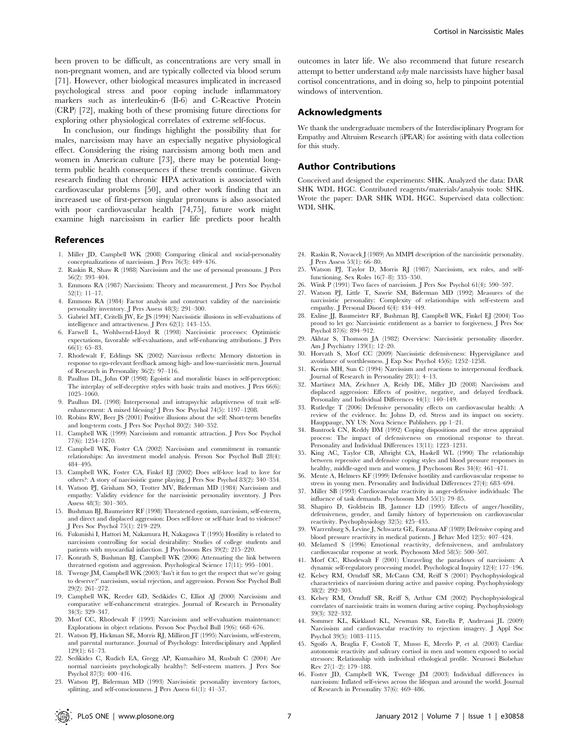been proven to be difficult, as concentrations are very small in non-pregnant women, and are typically collected via blood serum [71]. However, other biological measures implicated in increased psychological stress and poor coping include inflammatory markers such as interleukin-6 (Il-6) and C-Reactive Protein (CRP) [72], making both of these promising future directions for exploring other physiological correlates of extreme self-focus.

In conclusion, our findings highlight the possibility that for males, narcissism may have an especially negative physiological effect. Considering the rising narcissism among both men and women in American culture [73], there may be potential long-term public health consequences if these trends continue. Given research finding that chronic HPA activation is associated with cardiovascular problems [50], and other work finding that an increased use of first-person singular pronouns is also associated with poor cardiovascular health [74,75], future work might examine high narcissism in earlier life predicts poor health outcomes in later life. We also recommend that future research attempt to better understand *why* male narcissists have higher basal cortisol concentrations, and in doing so, help to pinpoint potential windows of intervention.

## Acknowledgments

We thank the undergraduate members of the Interdisciplinary Program for Empathy and Altruism Research (iPEAR) for assisting with data collection for this study.

## Author Contributions

Conceived and designed the experiments: SHK. Analyzed the data: DAR SHK WDL HGC. Contributed reagents/materials/analysis tools: SHK. Wrote the paper: DAR SHK WDL HGC. Supervised data collection: WDL SHK.

## References

1. Miller JD, Campbell WK (2008) Comparing clinical and social-personality conceptualizations of narcissism. J Pers 76(3): 449–476.
2. Raskin R, Shaw R (1988) Narcissism and the use of personal pronouns. J Pers 56(2): 393–404.
3. Emmons RA (1987) Narcissism: Theory and measurement. J Pers Soc Psychol 52(1): 11–17.
4. Emmons RA (1984) Factor analysis and construct validity of the narcissistic personality inventory. J Pers Assess 48(3): 291–300.
5. Gabriel MT, Critelli JW, Ee JS (1994) Narcissistic illusions in self-evaluations of intelligence and attractiveness. J Pers 62(1): 143–155.
6. Farwell L, Wohlwend-Lloyd R (1998) Narcissistic processes: Optimistic expectations, favorable self-evaluations, and self-enhancing attributions. J Pers 66(1): 65–83.
7. Rhodewalt F, Eddings SK (2002) Narcissus reflects: Memory distortion in response to ego-relevant feedback among high- and low-narcissistic men. Journal of Research in Personality 36(2): 97–116.
8. Paulhus DL, John OP (1998) Egoistic and moralistic biases in self-perception: The interplay of self-deceptive styles with basic traits and motives. J Pers 66(6): 1025–1060.
9. Paulhus DL (1998) Interpersonal and intrapsychic adaptiveness of trait self-enhancement: A mixed blessing? J Pers Soc Psychol 74(5): 1197–1208.
10. Robins RW, Beer JS (2001) Positive illusions about the self: Short-term benefits and long-term costs. J Pers Soc Psychol 80(2): 340–352.
11. Campbell WK (1999) Narcissism and romantic attraction. J Pers Soc Psychol 77(6): 1254–1270.
12. Campbell WK, Foster CA (2002) Narcissism and commitment in romantic relationships: An investment model analysis. Person Soc Psychol Bull 28(4): 484–495.
13. Campbell WK, Foster CA, Finkel EJ (2002) Does self-love lead to love for others?: A story of narcissistic game playing. J Pers Soc Psychol 83(2): 340–354.
14. Watson PJ, Grisham SO, Trotter MV, Biderman MD (1984) Narcissism and empathy: Validity evidence for the narcissistic personality inventory. J Pers Assess 48(3): 301–305.
15. Bushman BJ, Baumeister RF (1998) Threatened egotism, narcissism, self-esteem, and direct and displaced aggression: Does self-love or self-hate lead to violence? J Pers Soc Psychol 75(1): 219–229.
16. Fukunishi I, Hattori M, Nakamura H, Nakagawa T (1995) Hostility is related to narcissism controlling for social desirability: Studies of college students and patients with myocardial infarction. J Psychosom Res 39(2): 215–220.
17. Konrath S, Bushman BJ, Campbell WK (2006) Attenuating the link between threatened egotism and aggression. Psychological Science 17(11): 995–1001.
18. Twenge JM, Campbell WK (2003) 'Isn't it fun to get the respect that we're going to deserve?' narcissism, social rejection, and aggression. Person Soc Psychol Bull 29(2): 261–272.
19. Campbell WK, Reeder GD, Sedikides C, Elliot AJ (2000) Narcissism and comparative self-enhancement strategies. Journal of Research in Personality 34(3): 329–347.
20. Morf CC, Rhodewalt F (1993) Narcissism and self-evaluation maintenance: Explorations in object relations. Person Soc Psychol Bull 19(6): 668–676.
21. Watson PJ, Hickman SE, Morris RJ, Milliron JT (1995) Narcissism, self-esteem, and parental nurturance. Journal of Psychology: Interdisciplinary and Applied 129(1): 61–73.
22. Sedikides C, Rudich EA, Gregg AP, Kumashiro M, Rusbult C (2004) Are normal narcissists psychologically healthy?: Self-esteem matters. J Pers Soc Psychol 87(3): 400–416.
23. Watson PJ, Biderman MD (1993) Narcissistic personality inventory factors, splitting, and self-consciousness. J Pers Assess 61(1): 41–57.
24. Raskin R, Novacek J (1989) An MMPI description of the narcissistic personality. J Pers Assess 53(1): 66–80.
25. Watson PJ, Taylor D, Morris RJ (1987) Narcissism, sex roles, and self-functioning. Sex Roles 16(7–8): 335–350.
26. Wink P (1991) Two faces of narcissism. J Pers Soc Psychol 61(4): 590–597.
27. Watson PJ, Little T, Sawrie SM, Biderman MD (1992) Measures of the narcissistic personality: Complexity of relationships with self-esteem and empathy. J Personal Disord 6(4): 434–449.
28. Exline JJ, Baumeister RF, Bushman BJ, Campbell WK, Finkel EJ (2004) Too proud to let go: Narcissistic entitlement as a barrier to forgiveness. J Pers Soc Psychol 87(6): 894–912.
29. Akhtar S, Thomson JA (1982) Overview: Narcissistic personality disorder. Am J Psychiatry 139(1): 12–20.
30. Horvath S, Morf CC (2009) Narcissistic defensiveness: Hypervigilance and avoidance of worthlessness. J Exp Soc Psychol 45(6): 1252–1258.
31. Kernis MH, Sun C (1994) Narcissism and reactions to interpersonal feedback. Journal of Research in Personality 28(1): 4–13.
32. Martinez MA, Zeichner A, Reidy DE, Miller JD (2008) Narcissism and displaced aggression: Effects of positive, negative, and delayed feedback. Personality and Individual Differences 44(1): 140–149.
33. Rutledge T (2006) Defensive personality effects on cardiovascular health: A review of the evidence. In: Johns D, ed. Stress and its impact on society. Hauppauge, NY US: Nova Science Publishers. pp 1–21.
34. Buntrock CN, Reddy DM (1992) Coping dispositions and the stress appraisal process: The impact of defensiveness on emotional response to threat. Personality and Individual Differences 13(11): 1223–1231.
35. King AC, Taylor CB, Albright CA, Haskell WL (1990) The relationship between repressive and defensive coping styles and blood pressure responses in healthy, middle-aged men and women. J Psychosom Res 34(4): 461–471.
36. Mente A, Helmers KF (1999) Defensive hostility and cardiovascular response to stress in young men. Personality and Individual Differences 27(4): 683–694.
37. Miller SB (1993) Cardiovascular reactivity in anger-defensive individuals: The influence of task demands. Psychosom Med 55(1): 79–85.
38. Shapiro D, Goldstein IB, Jamner LD (1995) Effects of anger/hostility, defensiveness, gender, and family history of hypertension on cardiovascular reactivity. Psychophysiology 32(5): 425–435.
39. Warrenburg S, Levine J, Schwartz GE, Fontana AF (1989) Defensive coping and blood pressure reactivity in medical patients. J Behav Med 12(5): 407–424.
40. Melamed S (1996) Emotional reactivity, defensiveness, and ambulatory cardiovascular response at work. Psychosom Med 58(5): 500–507.
41. Morf CC, Rhodewalt F (2001) Unraveling the paradoxes of narcissism: A dynamic self-regulatory processing model. Psychological Inquiry 12(4): 177–196.
42. Kelsey RM, Ornduff SR, McCann CM, Reiff S (2001) Psychophysiological characteristics of narcissism during active and passive coping. Psychophysiology 38(2): 292–303.
43. Kelsey RM, Ornduff SR, Reiff S, Arthur CM (2002) Psychophysiological correlates of narcissistic traits in women during active coping. Psychophysiology 39(3): 322–332.
44. Sommer KL, Kirkland KL, Newman SR, Estrella P, Andreassi JL (2009) Narcissism and cardiovascular reactivity to rejection imagery. J Appl Soc Psychol 39(5): 1083–1115.
45. Sgoifo A, Braglia F, Costoli T, Musso E, Meerlo P, et al. (2003) Cardiac autonomic reactivity and salivary cortisol in men and women exposed to social stressors: Relationship with individual ethological profile. Neurosci Biobehav Rev 27(1–2): 179–188.
46. Foster JD, Campbell WK, Twenge JM (2003) Individual differences in narcissism: Inflated self-views across the lifespan and around the world. Journal of Research in Personality 37(6): 469–486.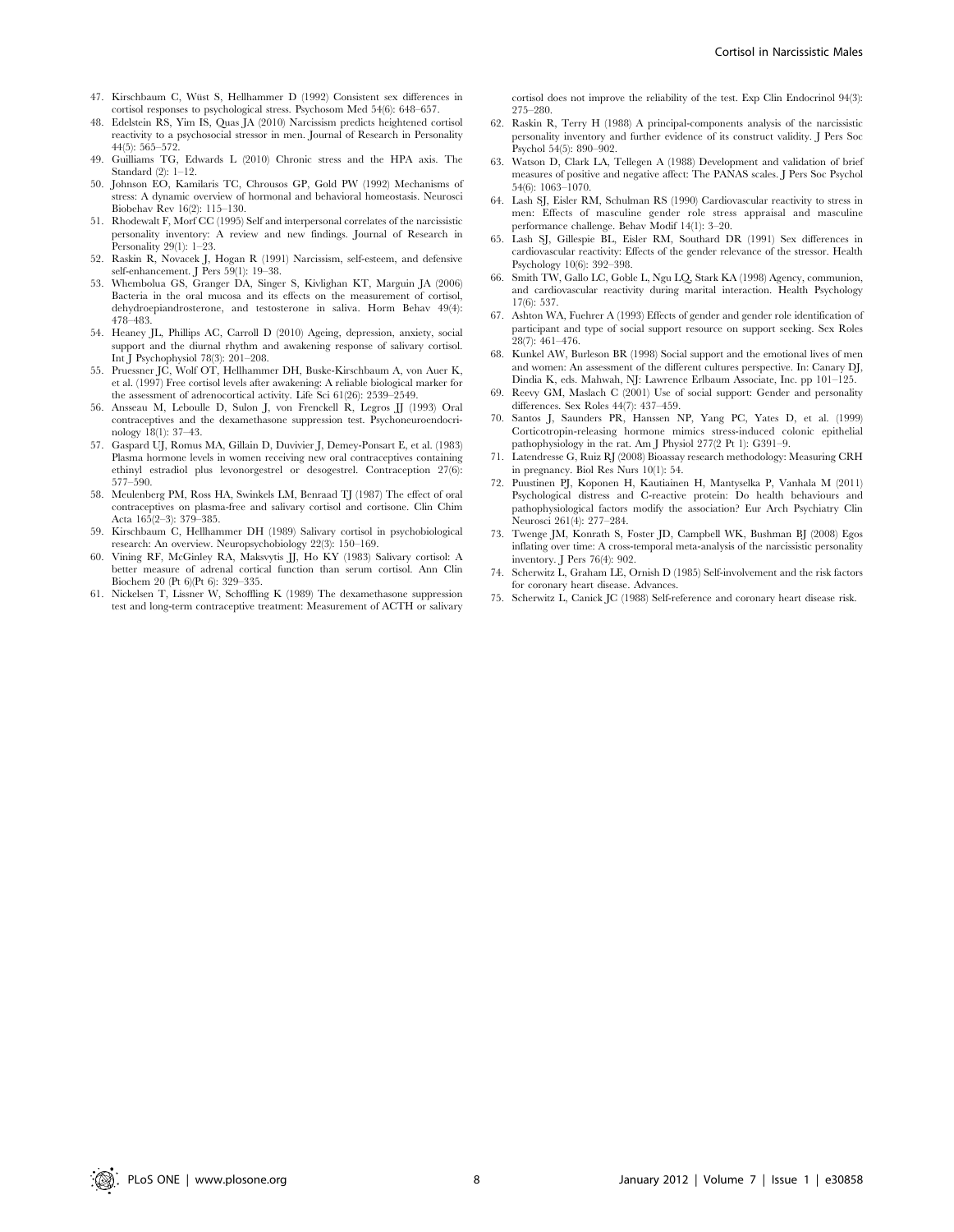47. Kirschbaum C, Wüst S, Hellhammer D (1992) Consistent sex differences in cortisol responses to psychological stress. Psychosom Med 54(6): 648–657.
48. Edelstein RS, Yim IS, Quas JA (2010) Narcissism predicts heightened cortisol reactivity to a psychosocial stressor in men. Journal of Research in Personality 44(5): 565–572.
49. Guilliams TG, Edwards L (2010) Chronic stress and the HPA axis. The Standard (2): 1–12.
50. Johnson EO, Kamilaris TC, Chrousos GP, Gold PW (1992) Mechanisms of stress: A dynamic overview of hormonal and behavioral homeostasis. Neurosci Biobehav Rev 16(2): 115–130.
51. Rhodewalt F, Morf CC (1995) Self and interpersonal correlates of the narcissistic personality inventory: A review and new findings. Journal of Research in Personality 29(1): 1–23.
52. Raskin R, Novacek J, Hogan R (1991) Narcissism, self-esteem, and defensive self-enhancement. J Pers 59(1): 19–38.
53. Whembolua GS, Granger DA, Singer S, Kivlighan KT, Marguin JA (2006) Bacteria in the oral mucosa and its effects on the measurement of cortisol, dehydroepiandrosterone, and testosterone in saliva. Horm Behav 49(4): 478–483.
54. Heaney JL, Phillips AC, Carroll D (2010) Ageing, depression, anxiety, social support and the diurnal rhythm and awakening response of salivary cortisol. Int J Psychophysiol 78(3): 201–208.
55. Pruessner JC, Wolf OT, Hellhammer DH, Buske-Kirschbaum A, von Auer K, et al. (1997) Free cortisol levels after awakening: A reliable biological marker for the assessment of adrenocortical activity. Life Sci 61(26): 2539–2549.
56. Ansseau M, Leboulle D, Sulon J, von Frenckell R, Legros JJ (1993) Oral contraceptives and the dexamethasone suppression test. Psychoneuroendocrinology 18(1): 37–43.
57. Gaspard UJ, Romus MA, Gillain D, Duvivier J, Demey-Ponsart E, et al. (1983) Plasma hormone levels in women receiving new oral contraceptives containing ethinyl estradiol plus levonorgestrel or desogestrel. Contraception 27(6): 577–590.
58. Meulenberg PM, Ross HA, Swinkels LM, Benraad TJ (1987) The effect of oral contraceptives on plasma-free and salivary cortisol and cortisone. Clin Chim Acta 165(2–3): 379–385.
59. Kirschbaum C, Hellhammer DH (1989) Salivary cortisol in psychobiological research: An overview. Neuropsychobiology 22(3): 150–169.
60. Vining RF, McGinley RA, Maksvytis JJ, Ho KY (1983) Salivary cortisol: A better measure of adrenal cortical function than serum cortisol. Ann Clin Biochem 20 (Pt 6)(Pt 6): 329–335.
61. Nickelsen T, Lissner W, Schoffling K (1989) The dexamethasone suppression test and long-term contraceptive treatment: Measurement of ACTH or salivary cortisol does not improve the reliability of the test. Exp Clin Endocrinol 94(3): 275–280.
62. Raskin R, Terry H (1988) A principal-components analysis of the narcissistic personality inventory and further evidence of its construct validity. J Pers Soc Psychol 54(5): 890–902.
63. Watson D, Clark LA, Tellegen A (1988) Development and validation of brief measures of positive and negative affect: The PANAS scales. J Pers Soc Psychol 54(6): 1063–1070.
64. Lash SJ, Eisler RM, Schulman RS (1990) Cardiovascular reactivity to stress in men: Effects of masculine gender role stress appraisal and masculine performance challenge. Behav Modif 14(1): 3–20.
65. Lash SJ, Gillespie BL, Eisler RM, Southard DR (1991) Sex differences in cardiovascular reactivity: Effects of the gender relevance of the stressor. Health Psychology 10(6): 392–398.
66. Smith TW, Gallo LC, Goble L, Ngu LQ, Stark KA (1998) Agency, communion, and cardiovascular reactivity during marital interaction. Health Psychology 17(6): 537.
67. Ashton WA, Fuehrer A (1993) Effects of gender and gender role identification of participant and type of social support resource on support seeking. Sex Roles 28(7): 461–476.
68. Kunkel AW, Burleson BR (1998) Social support and the emotional lives of men and women: An assessment of the different cultures perspective. In: Canary DJ, Dindia K, eds. Mahwah, NJ: Lawrence Erlbaum Associate, Inc. pp 101–125.
69. Reevy GM, Maslach C (2001) Use of social support: Gender and personality differences. Sex Roles 44(7): 437–459.
70. Santos J, Saunders PR, Hanssen NP, Yang PC, Yates D, et al. (1999) Corticotropin-releasing hormone mimics stress-induced colonic epithelial pathophysiology in the rat. Am J Physiol 277(2 Pt 1): G391–9.
71. Latendresse G, Ruiz RJ (2008) Bioassay research methodology: Measuring CRH in pregnancy. Biol Res Nurs 10(1): 54.
72. Puustinen PJ, Koponen H, Kautiainen H, Mantyselka P, Vanhala M (2011) Psychological distress and C-reactive protein: Do health behaviours and pathophysiological factors modify the association? Eur Arch Psychiatry Clin Neurosci 261(4): 277–284.
73. Twenge JM, Konrath S, Foster JD, Campbell WK, Bushman BJ (2008) Egos inflating over time: A cross-temporal meta-analysis of the narcissistic personality inventory. J Pers 76(4): 902.
74. Scherwitz L, Graham LE, Ornish D (1985) Self-involvement and the risk factors for coronary heart disease. Advances.
75. Scherwitz L, Canick JC (1988) Self-reference and coronary heart disease risk.